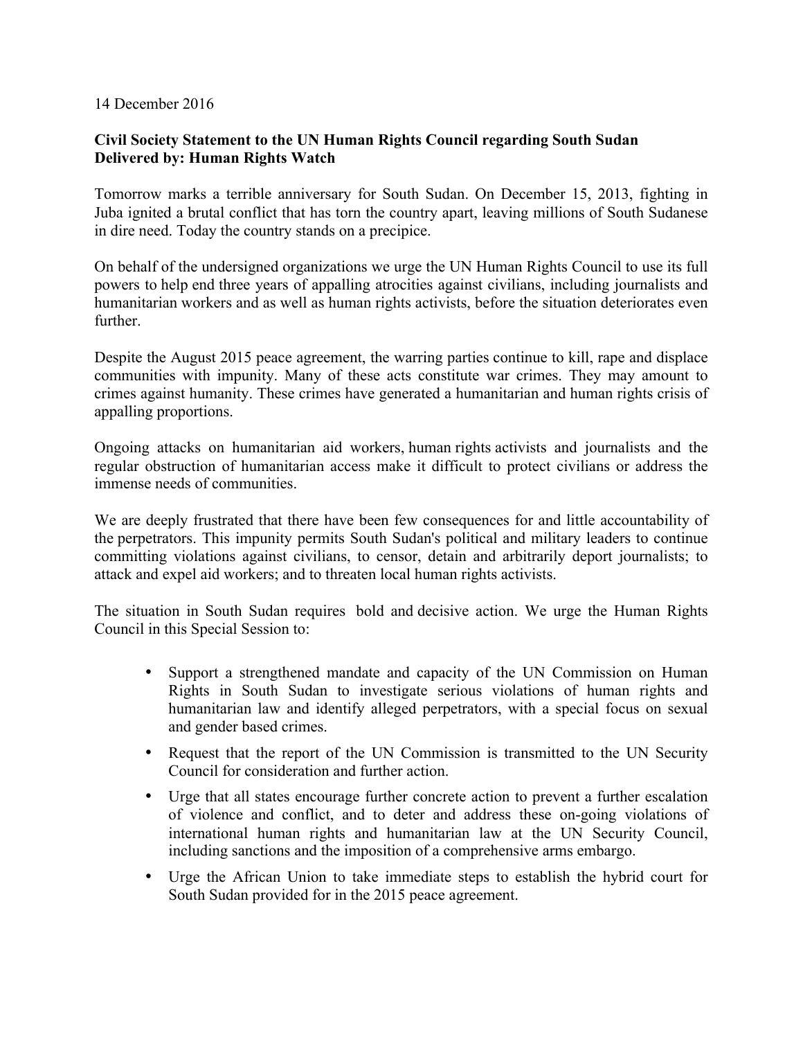14 December 2016

**Civil Society Statement to the UN Human Rights Council regarding South Sudan**
**Delivered by: Human Rights Watch**

Tomorrow marks a terrible anniversary for South Sudan. On December 15, 2013, fighting in Juba ignited a brutal conflict that has torn the country apart, leaving millions of South Sudanese in dire need. Today the country stands on a precipice.

On behalf of the undersigned organizations we urge the UN Human Rights Council to use its full powers to help end three years of appalling atrocities against civilians, including journalists and humanitarian workers and as well as human rights activists, before the situation deteriorates even further.

Despite the August 2015 peace agreement, the warring parties continue to kill, rape and displace communities with impunity. Many of these acts constitute war crimes. They may amount to crimes against humanity. These crimes have generated a humanitarian and human rights crisis of appalling proportions.

Ongoing attacks on humanitarian aid workers, human rights activists and journalists and the regular obstruction of humanitarian access make it difficult to protect civilians or address the immense needs of communities.

We are deeply frustrated that there have been few consequences for and little accountability of the perpetrators. This impunity permits South Sudan's political and military leaders to continue committing violations against civilians, to censor, detain and arbitrarily deport journalists; to attack and expel aid workers; and to threaten local human rights activists.

The situation in South Sudan requires bold and decisive action. We urge the Human Rights Council in this Special Session to:

- Support a strengthened mandate and capacity of the UN Commission on Human Rights in South Sudan to investigate serious violations of human rights and humanitarian law and identify alleged perpetrators, with a special focus on sexual and gender based crimes.
- Request that the report of the UN Commission is transmitted to the UN Security Council for consideration and further action.
- Urge that all states encourage further concrete action to prevent a further escalation of violence and conflict, and to deter and address these on-going violations of international human rights and humanitarian law at the UN Security Council, including sanctions and the imposition of a comprehensive arms embargo.
- Urge the African Union to take immediate steps to establish the hybrid court for South Sudan provided for in the 2015 peace agreement.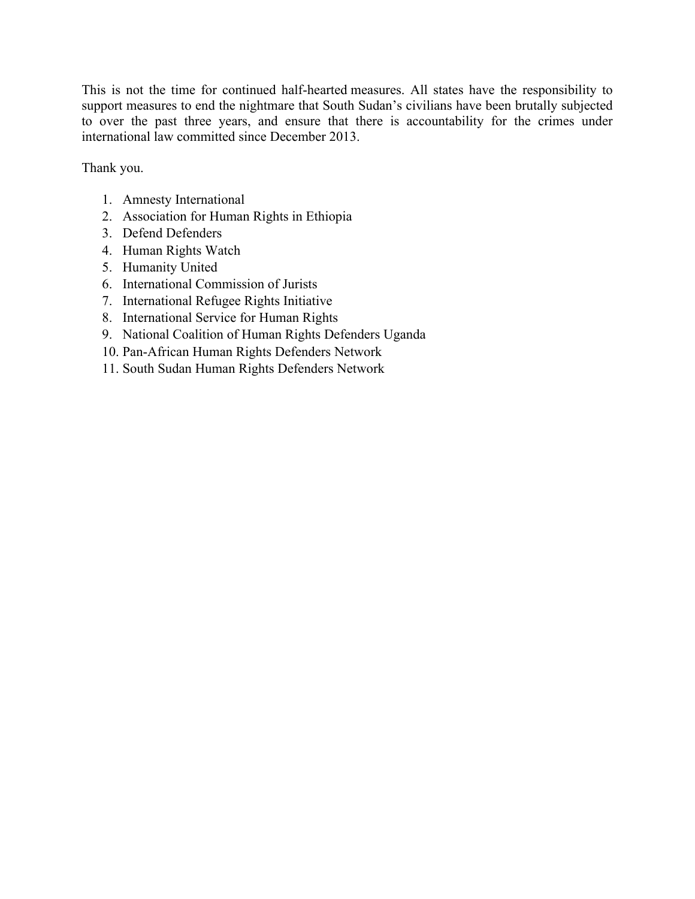This is not the time for continued half-hearted measures. All states have the responsibility to support measures to end the nightmare that South Sudan's civilians have been brutally subjected to over the past three years, and ensure that there is accountability for the crimes under international law committed since December 2013.

Thank you.

1. Amnesty International
2. Association for Human Rights in Ethiopia
3. Defend Defenders
4. Human Rights Watch
5. Humanity United
6. International Commission of Jurists
7. International Refugee Rights Initiative
8. International Service for Human Rights
9. National Coalition of Human Rights Defenders Uganda
10. Pan-African Human Rights Defenders Network
11. South Sudan Human Rights Defenders Network